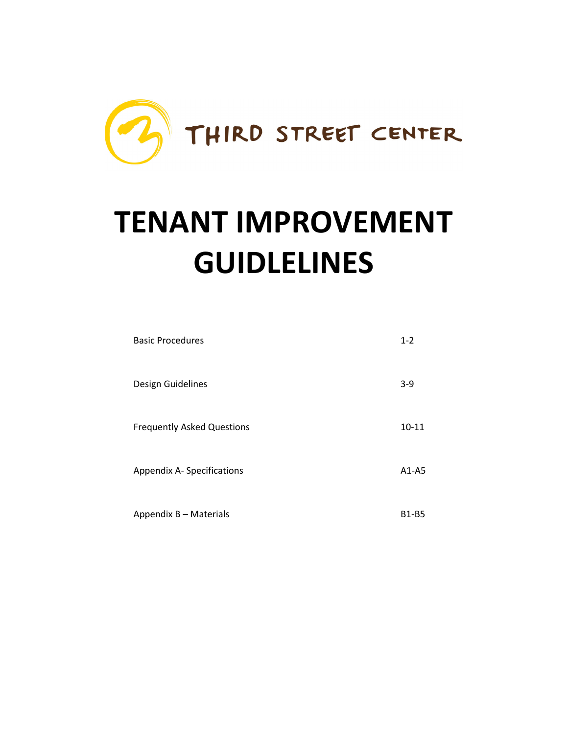THIRD STREET CENTER

# TENANT IMPROVEMENT GUIDELINES

| | |
|---|---|
| Basic Procedures | 1-2 |
| Design Guidelines | 3-9 |
| Frequently Asked Questions | 10-11 |
| Appendix A- Specifications | A1-A5 |
| Appendix B – Materials | B1-B5 |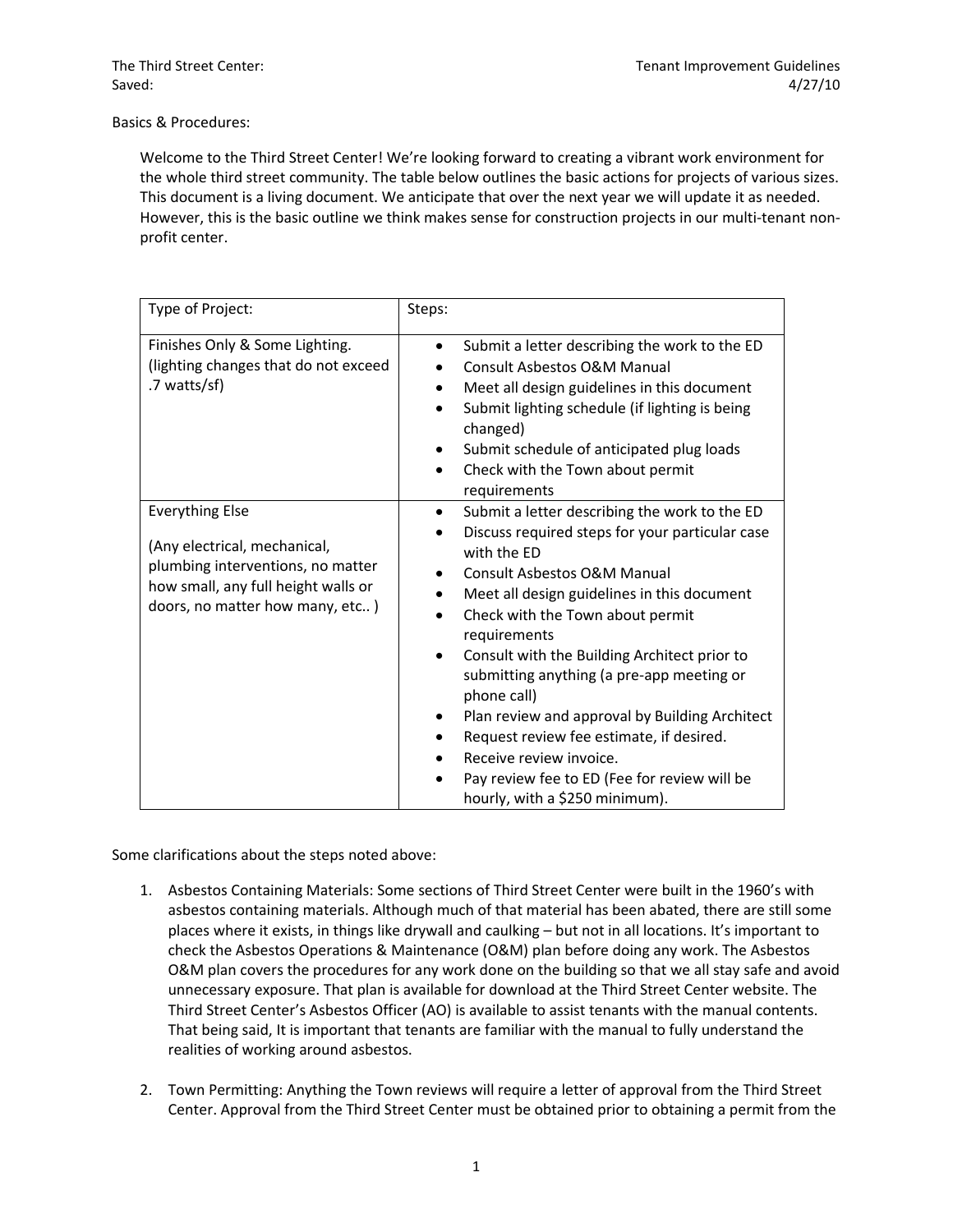Basics & Procedures:

Welcome to the Third Street Center! We're looking forward to creating a vibrant work environment for the whole third street community. The table below outlines the basic actions for projects of various sizes. This document is a living document. We anticipate that over the next year we will update it as needed. However, this is the basic outline we think makes sense for construction projects in our multi-tenant non-profit center.

| Type of Project: | Steps: |
|---|---|
| Finishes Only & Some Lighting. (lighting changes that do not exceed .7 watts/sf) | • Submit a letter describing the work to the ED<br>• Consult Asbestos O&M Manual<br>• Meet all design guidelines in this document<br>• Submit lighting schedule (if lighting is being changed)<br>• Submit schedule of anticipated plug loads<br>• Check with the Town about permit requirements |
| Everything Else<br><br>(Any electrical, mechanical, plumbing interventions, no matter how small, any full height walls or doors, no matter how many, etc.. ) | • Submit a letter describing the work to the ED<br>• Discuss required steps for your particular case with the ED<br>• Consult Asbestos O&M Manual<br>• Meet all design guidelines in this document<br>• Check with the Town about permit requirements<br>• Consult with the Building Architect prior to submitting anything (a pre-app meeting or phone call)<br>• Plan review and approval by Building Architect<br>• Request review fee estimate, if desired.<br>• Receive review invoice.<br>• Pay review fee to ED (Fee for review will be hourly, with a $250 minimum). |

Some clarifications about the steps noted above:

1. Asbestos Containing Materials: Some sections of Third Street Center were built in the 1960's with asbestos containing materials. Although much of that material has been abated, there are still some places where it exists, in things like drywall and caulking – but not in all locations. It's important to check the Asbestos Operations & Maintenance (O&M) plan before doing any work. The Asbestos O&M plan covers the procedures for any work done on the building so that we all stay safe and avoid unnecessary exposure. That plan is available for download at the Third Street Center website. The Third Street Center's Asbestos Officer (AO) is available to assist tenants with the manual contents. That being said, It is important that tenants are familiar with the manual to fully understand the realities of working around asbestos.

2. Town Permitting: Anything the Town reviews will require a letter of approval from the Third Street Center. Approval from the Third Street Center must be obtained prior to obtaining a permit from the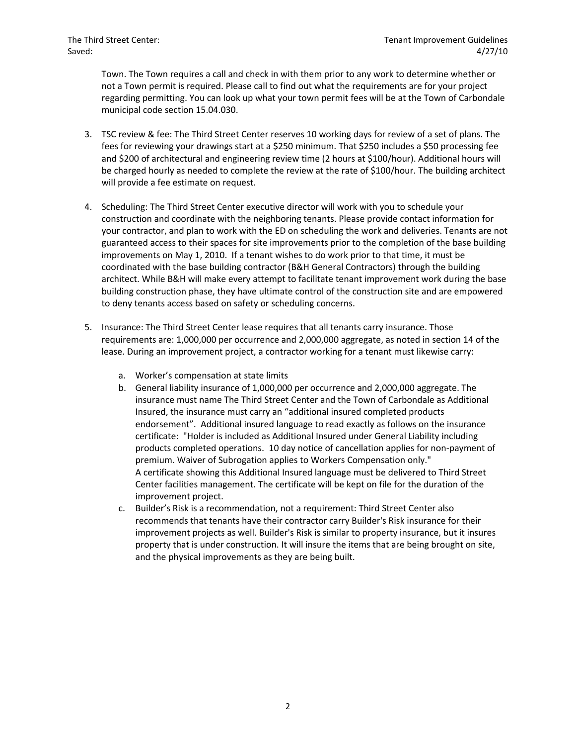Town. The Town requires a call and check in with them prior to any work to determine whether or not a Town permit is required. Please call to find out what the requirements are for your project regarding permitting. You can look up what your town permit fees will be at the Town of Carbondale municipal code section 15.04.030.

3. TSC review & fee: The Third Street Center reserves 10 working days for review of a set of plans. The fees for reviewing your drawings start at a $250 minimum. That $250 includes a $50 processing fee and $200 of architectural and engineering review time (2 hours at $100/hour). Additional hours will be charged hourly as needed to complete the review at the rate of $100/hour. The building architect will provide a fee estimate on request.

4. Scheduling: The Third Street Center executive director will work with you to schedule your construction and coordinate with the neighboring tenants. Please provide contact information for your contractor, and plan to work with the ED on scheduling the work and deliveries. Tenants are not guaranteed access to their spaces for site improvements prior to the completion of the base building improvements on May 1, 2010. If a tenant wishes to do work prior to that time, it must be coordinated with the base building contractor (B&H General Contractors) through the building architect. While B&H will make every attempt to facilitate tenant improvement work during the base building construction phase, they have ultimate control of the construction site and are empowered to deny tenants access based on safety or scheduling concerns.

5. Insurance: The Third Street Center lease requires that all tenants carry insurance. Those requirements are: 1,000,000 per occurrence and 2,000,000 aggregate, as noted in section 14 of the lease. During an improvement project, a contractor working for a tenant must likewise carry:

    a. Worker's compensation at state limits
    b. General liability insurance of 1,000,000 per occurrence and 2,000,000 aggregate. The insurance must name The Third Street Center and the Town of Carbondale as Additional Insured, the insurance must carry an "additional insured completed products endorsement". Additional insured language to read exactly as follows on the insurance certificate: "Holder is included as Additional Insured under General Liability including products completed operations. 10 day notice of cancellation applies for non-payment of premium. Waiver of Subrogation applies to Workers Compensation only."
    A certificate showing this Additional Insured language must be delivered to Third Street Center facilities management. The certificate will be kept on file for the duration of the improvement project.
    c. Builder's Risk is a recommendation, not a requirement: Third Street Center also recommends that tenants have their contractor carry Builder's Risk insurance for their improvement projects as well. Builder's Risk is similar to property insurance, but it insures property that is under construction. It will insure the items that are being brought on site, and the physical improvements as they are being built.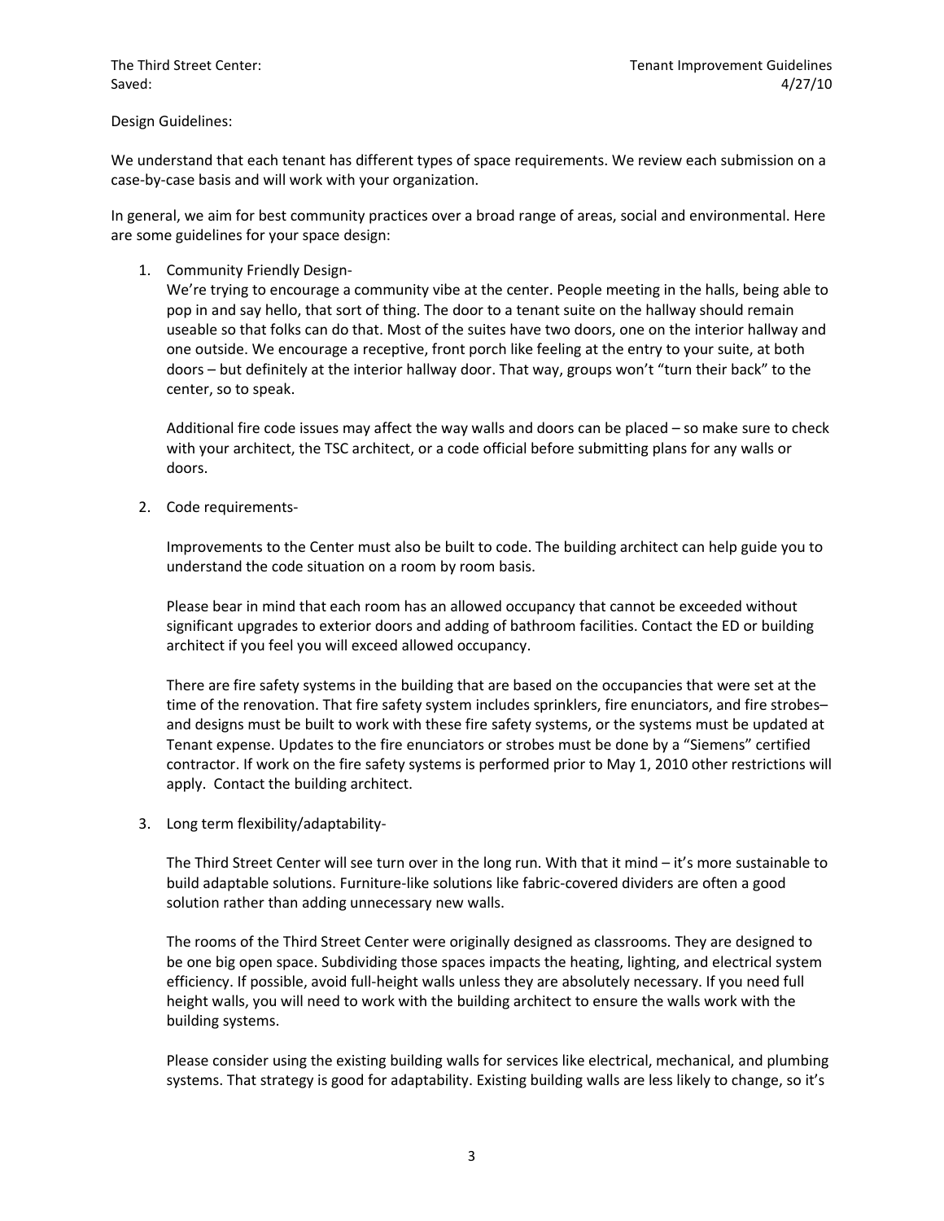Design Guidelines:

We understand that each tenant has different types of space requirements. We review each submission on a case-by-case basis and will work with your organization.

In general, we aim for best community practices over a broad range of areas, social and environmental. Here are some guidelines for your space design:

1. Community Friendly Design-

   We're trying to encourage a community vibe at the center. People meeting in the halls, being able to pop in and say hello, that sort of thing. The door to a tenant suite on the hallway should remain useable so that folks can do that. Most of the suites have two doors, one on the interior hallway and one outside. We encourage a receptive, front porch like feeling at the entry to your suite, at both doors – but definitely at the interior hallway door. That way, groups won't "turn their back" to the center, so to speak.

   Additional fire code issues may affect the way walls and doors can be placed – so make sure to check with your architect, the TSC architect, or a code official before submitting plans for any walls or doors.

2. Code requirements-

   Improvements to the Center must also be built to code. The building architect can help guide you to understand the code situation on a room by room basis.

   Please bear in mind that each room has an allowed occupancy that cannot be exceeded without significant upgrades to exterior doors and adding of bathroom facilities. Contact the ED or building architect if you feel you will exceed allowed occupancy.

   There are fire safety systems in the building that are based on the occupancies that were set at the time of the renovation. That fire safety system includes sprinklers, fire enunciators, and fire strobes– and designs must be built to work with these fire safety systems, or the systems must be updated at Tenant expense. Updates to the fire enunciators or strobes must be done by a "Siemens" certified contractor. If work on the fire safety systems is performed prior to May 1, 2010 other restrictions will apply. Contact the building architect.

3. Long term flexibility/adaptability-

   The Third Street Center will see turn over in the long run. With that it mind – it's more sustainable to build adaptable solutions. Furniture-like solutions like fabric-covered dividers are often a good solution rather than adding unnecessary new walls.

   The rooms of the Third Street Center were originally designed as classrooms. They are designed to be one big open space. Subdividing those spaces impacts the heating, lighting, and electrical system efficiency. If possible, avoid full-height walls unless they are absolutely necessary. If you need full height walls, you will need to work with the building architect to ensure the walls work with the building systems.

   Please consider using the existing building walls for services like electrical, mechanical, and plumbing systems. That strategy is good for adaptability. Existing building walls are less likely to change, so it's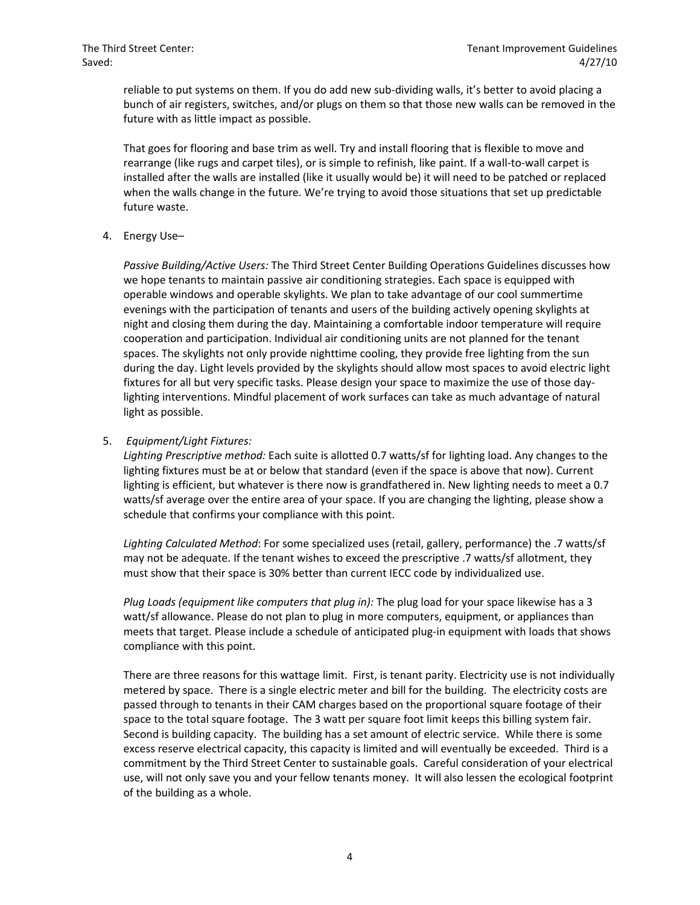reliable to put systems on them. If you do add new sub-dividing walls, it's better to avoid placing a bunch of air registers, switches, and/or plugs on them so that those new walls can be removed in the future with as little impact as possible.

That goes for flooring and base trim as well. Try and install flooring that is flexible to move and rearrange (like rugs and carpet tiles), or is simple to refinish, like paint. If a wall-to-wall carpet is installed after the walls are installed (like it usually would be) it will need to be patched or replaced when the walls change in the future. We're trying to avoid those situations that set up predictable future waste.

4. Energy Use–

   *Passive Building/Active Users:* The Third Street Center Building Operations Guidelines discusses how we hope tenants to maintain passive air conditioning strategies. Each space is equipped with operable windows and operable skylights. We plan to take advantage of our cool summertime evenings with the participation of tenants and users of the building actively opening skylights at night and closing them during the day. Maintaining a comfortable indoor temperature will require cooperation and participation. Individual air conditioning units are not planned for the tenant spaces. The skylights not only provide nighttime cooling, they provide free lighting from the sun during the day. Light levels provided by the skylights should allow most spaces to avoid electric light fixtures for all but very specific tasks. Please design your space to maximize the use of those day-lighting interventions. Mindful placement of work surfaces can take as much advantage of natural light as possible.

5. *Equipment/Light Fixtures:*

   *Lighting Prescriptive method:* Each suite is allotted 0.7 watts/sf for lighting load. Any changes to the lighting fixtures must be at or below that standard (even if the space is above that now). Current lighting is efficient, but whatever is there now is grandfathered in. New lighting needs to meet a 0.7 watts/sf average over the entire area of your space. If you are changing the lighting, please show a schedule that confirms your compliance with this point.

   *Lighting Calculated Method*: For some specialized uses (retail, gallery, performance) the .7 watts/sf may not be adequate. If the tenant wishes to exceed the prescriptive .7 watts/sf allotment, they must show that their space is 30% better than current IECC code by individualized use.

   *Plug Loads (equipment like computers that plug in):* The plug load for your space likewise has a 3 watt/sf allowance. Please do not plan to plug in more computers, equipment, or appliances than meets that target. Please include a schedule of anticipated plug-in equipment with loads that shows compliance with this point.

   There are three reasons for this wattage limit. First, is tenant parity. Electricity use is not individually metered by space. There is a single electric meter and bill for the building. The electricity costs are passed through to tenants in their CAM charges based on the proportional square footage of their space to the total square footage. The 3 watt per square foot limit keeps this billing system fair. Second is building capacity. The building has a set amount of electric service. While there is some excess reserve electrical capacity, this capacity is limited and will eventually be exceeded. Third is a commitment by the Third Street Center to sustainable goals. Careful consideration of your electrical use, will not only save you and your fellow tenants money. It will also lessen the ecological footprint of the building as a whole.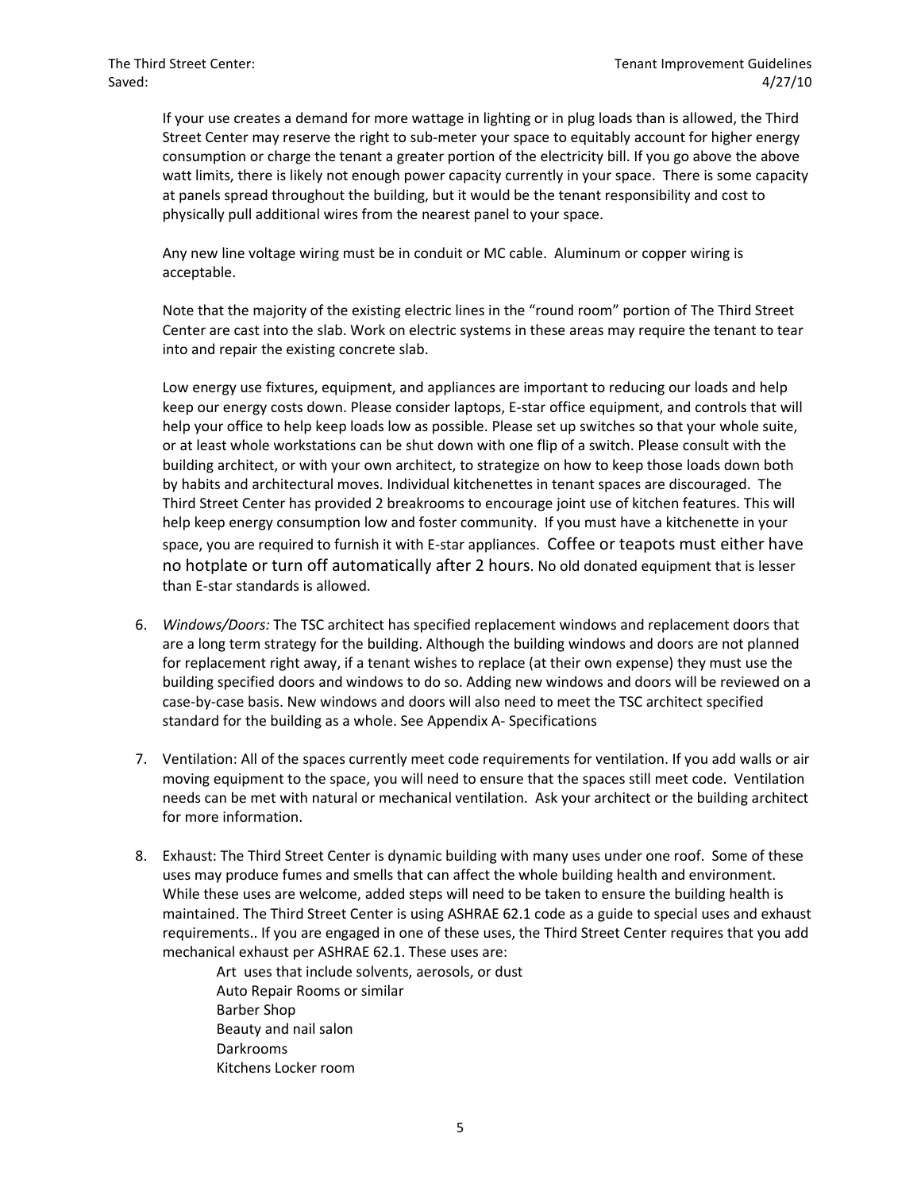If your use creates a demand for more wattage in lighting or in plug loads than is allowed, the Third Street Center may reserve the right to sub-meter your space to equitably account for higher energy consumption or charge the tenant a greater portion of the electricity bill. If you go above the above watt limits, there is likely not enough power capacity currently in your space. There is some capacity at panels spread throughout the building, but it would be the tenant responsibility and cost to physically pull additional wires from the nearest panel to your space.

Any new line voltage wiring must be in conduit or MC cable. Aluminum or copper wiring is acceptable.

Note that the majority of the existing electric lines in the "round room" portion of The Third Street Center are cast into the slab. Work on electric systems in these areas may require the tenant to tear into and repair the existing concrete slab.

Low energy use fixtures, equipment, and appliances are important to reducing our loads and help keep our energy costs down. Please consider laptops, E-star office equipment, and controls that will help your office to help keep loads low as possible. Please set up switches so that your whole suite, or at least whole workstations can be shut down with one flip of a switch. Please consult with the building architect, or with your own architect, to strategize on how to keep those loads down both by habits and architectural moves. Individual kitchenettes in tenant spaces are discouraged. The Third Street Center has provided 2 breakrooms to encourage joint use of kitchen features. This will help keep energy consumption low and foster community. If you must have a kitchenette in your space, you are required to furnish it with E-star appliances. Coffee or teapots must either have no hotplate or turn off automatically after 2 hours. No old donated equipment that is lesser than E-star standards is allowed.

6. *Windows/Doors:* The TSC architect has specified replacement windows and replacement doors that are a long term strategy for the building. Although the building windows and doors are not planned for replacement right away, if a tenant wishes to replace (at their own expense) they must use the building specified doors and windows to do so. Adding new windows and doors will be reviewed on a case-by-case basis. New windows and doors will also need to meet the TSC architect specified standard for the building as a whole. See Appendix A- Specifications

7. Ventilation: All of the spaces currently meet code requirements for ventilation. If you add walls or air moving equipment to the space, you will need to ensure that the spaces still meet code. Ventilation needs can be met with natural or mechanical ventilation. Ask your architect or the building architect for more information.

8. Exhaust: The Third Street Center is dynamic building with many uses under one roof. Some of these uses may produce fumes and smells that can affect the whole building health and environment. While these uses are welcome, added steps will need to be taken to ensure the building health is maintained. The Third Street Center is using ASHRAE 62.1 code as a guide to special uses and exhaust requirements.. If you are engaged in one of these uses, the Third Street Center requires that you add mechanical exhaust per ASHRAE 62.1. These uses are:

   Art uses that include solvents, aerosols, or dust
   Auto Repair Rooms or similar
   Barber Shop
   Beauty and nail salon
   Darkrooms
   Kitchens Locker room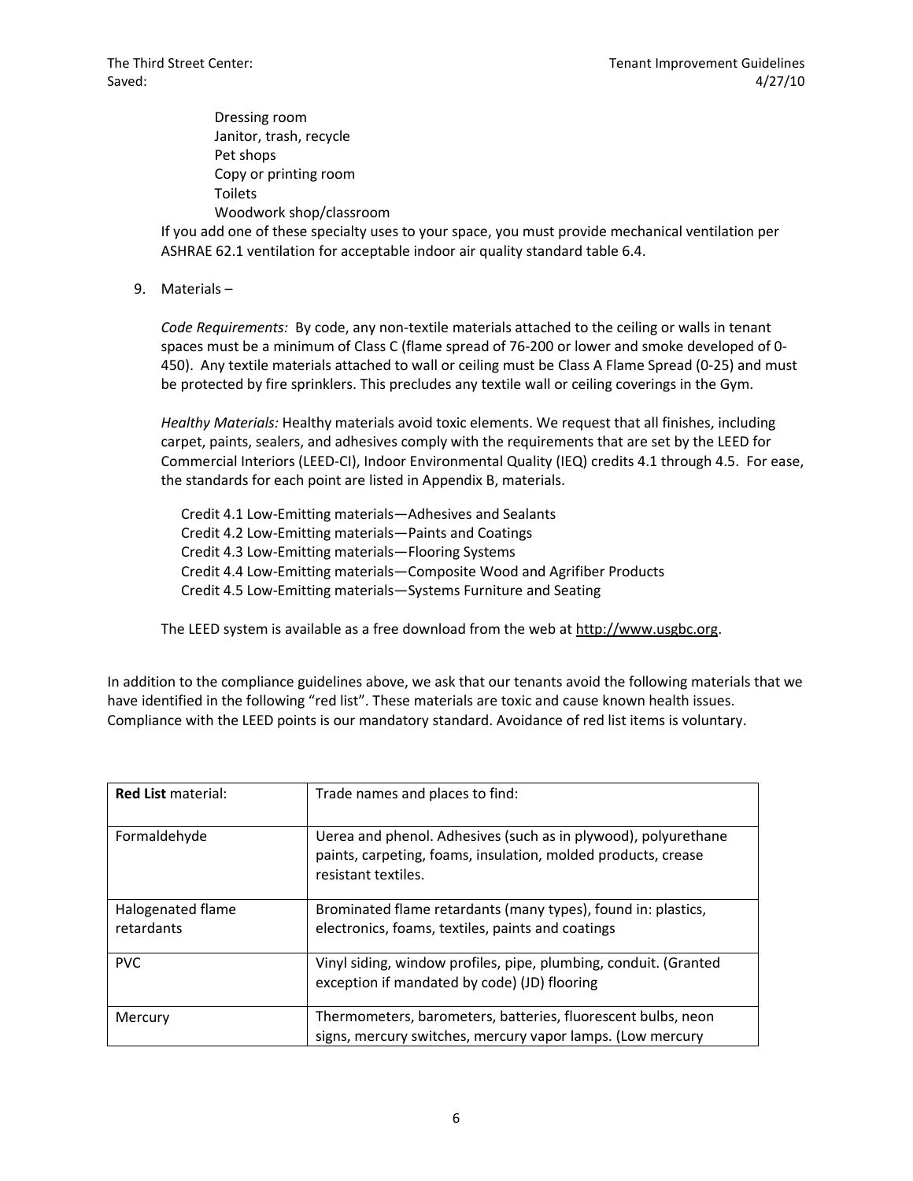Dressing room
Janitor, trash, recycle
Pet shops
Copy or printing room
Toilets
Woodwork shop/classroom

If you add one of these specialty uses to your space, you must provide mechanical ventilation per ASHRAE 62.1 ventilation for acceptable indoor air quality standard table 6.4.

9. Materials –

   *Code Requirements:* By code, any non-textile materials attached to the ceiling or walls in tenant spaces must be a minimum of Class C (flame spread of 76-200 or lower and smoke developed of 0-450). Any textile materials attached to wall or ceiling must be Class A Flame Spread (0-25) and must be protected by fire sprinklers. This precludes any textile wall or ceiling coverings in the Gym.

   *Healthy Materials:* Healthy materials avoid toxic elements. We request that all finishes, including carpet, paints, sealers, and adhesives comply with the requirements that are set by the LEED for Commercial Interiors (LEED-CI), Indoor Environmental Quality (IEQ) credits 4.1 through 4.5. For ease, the standards for each point are listed in Appendix B, materials.

   Credit 4.1 Low-Emitting materials—Adhesives and Sealants
   Credit 4.2 Low-Emitting materials—Paints and Coatings
   Credit 4.3 Low-Emitting materials—Flooring Systems
   Credit 4.4 Low-Emitting materials—Composite Wood and Agrifiber Products
   Credit 4.5 Low-Emitting materials—Systems Furniture and Seating

   The LEED system is available as a free download from the web at http://www.usgbc.org.

In addition to the compliance guidelines above, we ask that our tenants avoid the following materials that we have identified in the following "red list". These materials are toxic and cause known health issues. Compliance with the LEED points is our mandatory standard. Avoidance of red list items is voluntary.

| **Red List** material: | Trade names and places to find: |
|---|---|
| Formaldehyde | Uerea and phenol. Adhesives (such as in plywood), polyurethane paints, carpeting, foams, insulation, molded products, crease resistant textiles. |
| Halogenated flame retardants | Brominated flame retardants (many types), found in: plastics, electronics, foams, textiles, paints and coatings |
| PVC | Vinyl siding, window profiles, pipe, plumbing, conduit. (Granted exception if mandated by code) (JD) flooring |
| Mercury | Thermometers, barometers, batteries, fluorescent bulbs, neon signs, mercury switches, mercury vapor lamps. (Low mercury |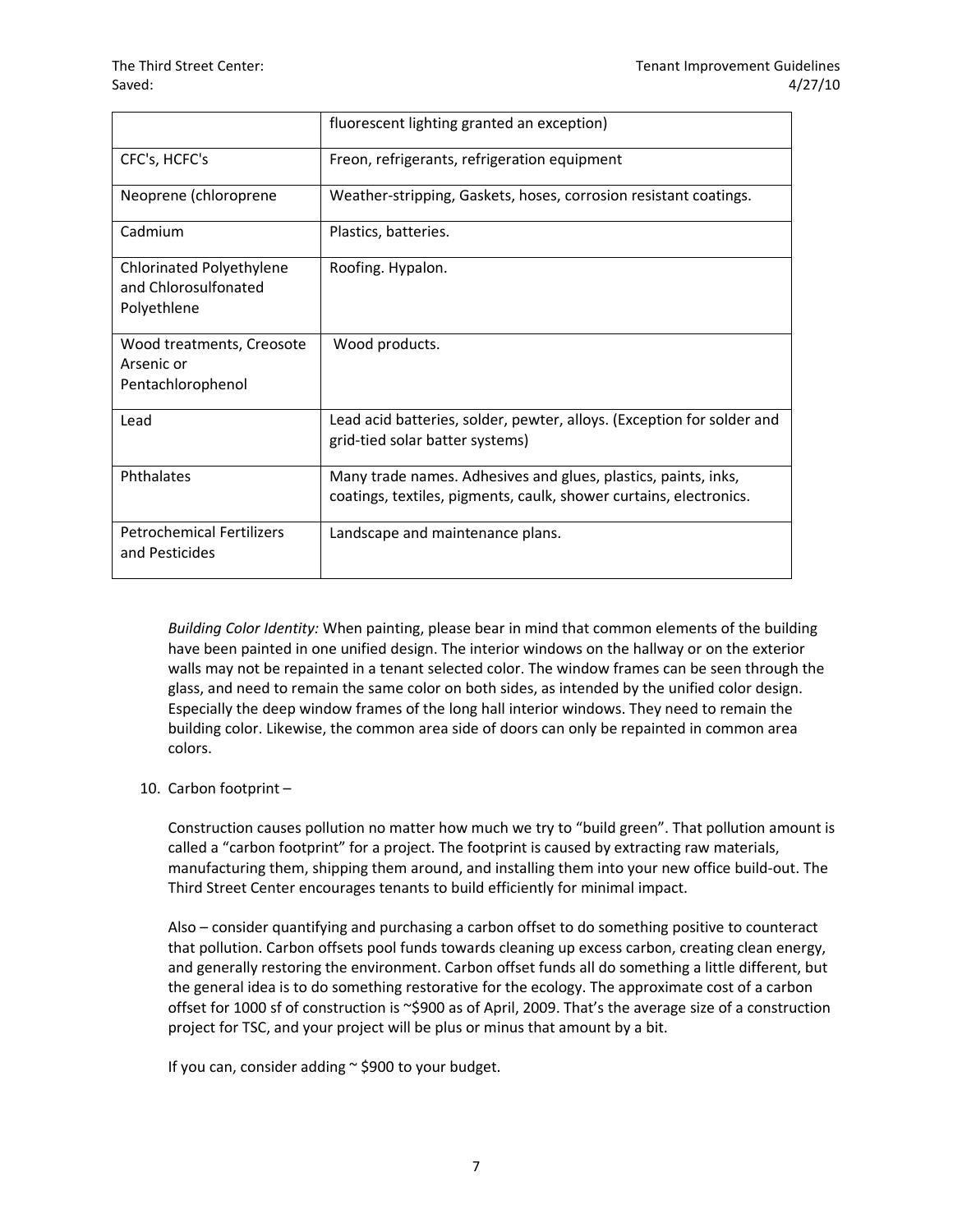| | |
|---|---|
| | fluorescent lighting granted an exception) |
| CFC's, HCFC's | Freon, refrigerants, refrigeration equipment |
| Neoprene (chloroprene | Weather-stripping, Gaskets, hoses, corrosion resistant coatings. |
| Cadmium | Plastics, batteries. |
| Chlorinated Polyethylene and Chlorosulfonated Polyethlene | Roofing. Hypalon. |
| Wood treatments, Creosote Arsenic or Pentachlorophenol | Wood products. |
| Lead | Lead acid batteries, solder, pewter, alloys. (Exception for solder and grid-tied solar batter systems) |
| Phthalates | Many trade names. Adhesives and glues, plastics, paints, inks, coatings, textiles, pigments, caulk, shower curtains, electronics. |
| Petrochemical Fertilizers and Pesticides | Landscape and maintenance plans. |

*Building Color Identity:* When painting, please bear in mind that common elements of the building have been painted in one unified design. The interior windows on the hallway or on the exterior walls may not be repainted in a tenant selected color. The window frames can be seen through the glass, and need to remain the same color on both sides, as intended by the unified color design. Especially the deep window frames of the long hall interior windows. They need to remain the building color. Likewise, the common area side of doors can only be repainted in common area colors.

10. Carbon footprint –

    Construction causes pollution no matter how much we try to "build green". That pollution amount is called a "carbon footprint" for a project. The footprint is caused by extracting raw materials, manufacturing them, shipping them around, and installing them into your new office build-out. The Third Street Center encourages tenants to build efficiently for minimal impact.

    Also – consider quantifying and purchasing a carbon offset to do something positive to counteract that pollution. Carbon offsets pool funds towards cleaning up excess carbon, creating clean energy, and generally restoring the environment. Carbon offset funds all do something a little different, but the general idea is to do something restorative for the ecology. The approximate cost of a carbon offset for 1000 sf of construction is ~$900 as of April, 2009. That's the average size of a construction project for TSC, and your project will be plus or minus that amount by a bit.

    If you can, consider adding ~ $900 to your budget.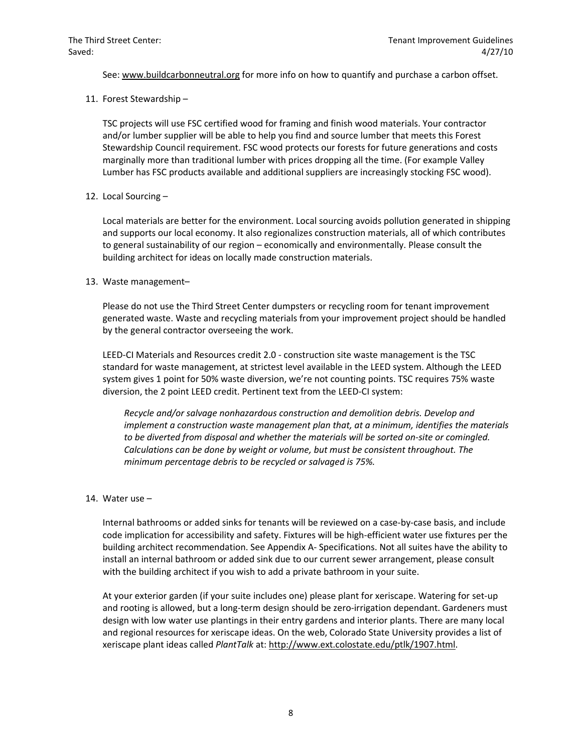See: www.buildcarbonneutral.org for more info on how to quantify and purchase a carbon offset.

11. Forest Stewardship –

    TSC projects will use FSC certified wood for framing and finish wood materials. Your contractor and/or lumber supplier will be able to help you find and source lumber that meets this Forest Stewardship Council requirement. FSC wood protects our forests for future generations and costs marginally more than traditional lumber with prices dropping all the time. (For example Valley Lumber has FSC products available and additional suppliers are increasingly stocking FSC wood).

12. Local Sourcing –

    Local materials are better for the environment. Local sourcing avoids pollution generated in shipping and supports our local economy. It also regionalizes construction materials, all of which contributes to general sustainability of our region – economically and environmentally. Please consult the building architect for ideas on locally made construction materials.

13. Waste management–

    Please do not use the Third Street Center dumpsters or recycling room for tenant improvement generated waste. Waste and recycling materials from your improvement project should be handled by the general contractor overseeing the work.

    LEED-CI Materials and Resources credit 2.0 - construction site waste management is the TSC standard for waste management, at strictest level available in the LEED system. Although the LEED system gives 1 point for 50% waste diversion, we're not counting points. TSC requires 75% waste diversion, the 2 point LEED credit. Pertinent text from the LEED-CI system:

    > *Recycle and/or salvage nonhazardous construction and demolition debris. Develop and implement a construction waste management plan that, at a minimum, identifies the materials to be diverted from disposal and whether the materials will be sorted on-site or comingled. Calculations can be done by weight or volume, but must be consistent throughout. The minimum percentage debris to be recycled or salvaged is 75%.*

14. Water use –

    Internal bathrooms or added sinks for tenants will be reviewed on a case-by-case basis, and include code implication for accessibility and safety. Fixtures will be high-efficient water use fixtures per the building architect recommendation. See Appendix A- Specifications. Not all suites have the ability to install an internal bathroom or added sink due to our current sewer arrangement, please consult with the building architect if you wish to add a private bathroom in your suite.

    At your exterior garden (if your suite includes one) please plant for xeriscape. Watering for set-up and rooting is allowed, but a long-term design should be zero-irrigation dependant. Gardeners must design with low water use plantings in their entry gardens and interior plants. There are many local and regional resources for xeriscape ideas. On the web, Colorado State University provides a list of xeriscape plant ideas called *PlantTalk* at: http://www.ext.colostate.edu/ptlk/1907.html.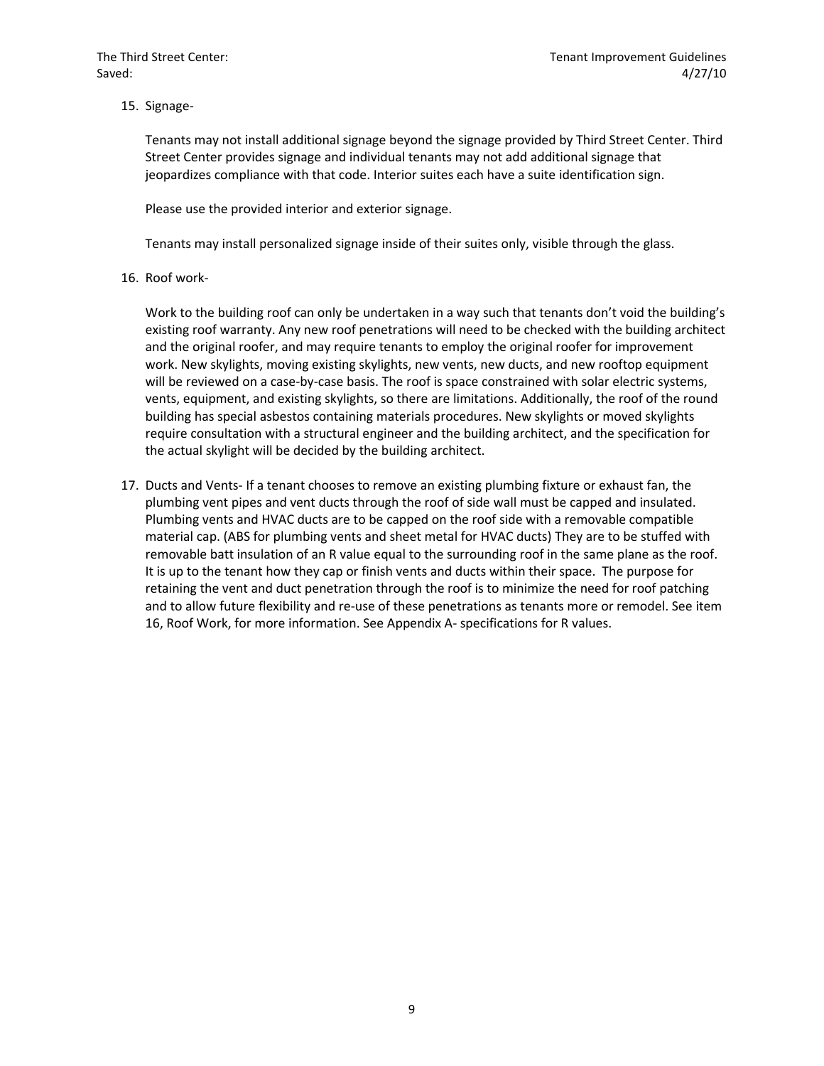15. Signage-

    Tenants may not install additional signage beyond the signage provided by Third Street Center. Third Street Center provides signage and individual tenants may not add additional signage that jeopardizes compliance with that code. Interior suites each have a suite identification sign.

    Please use the provided interior and exterior signage.

    Tenants may install personalized signage inside of their suites only, visible through the glass.

16. Roof work-

    Work to the building roof can only be undertaken in a way such that tenants don't void the building's existing roof warranty. Any new roof penetrations will need to be checked with the building architect and the original roofer, and may require tenants to employ the original roofer for improvement work. New skylights, moving existing skylights, new vents, new ducts, and new rooftop equipment will be reviewed on a case-by-case basis. The roof is space constrained with solar electric systems, vents, equipment, and existing skylights, so there are limitations. Additionally, the roof of the round building has special asbestos containing materials procedures. New skylights or moved skylights require consultation with a structural engineer and the building architect, and the specification for the actual skylight will be decided by the building architect.

17. Ducts and Vents- If a tenant chooses to remove an existing plumbing fixture or exhaust fan, the plumbing vent pipes and vent ducts through the roof of side wall must be capped and insulated. Plumbing vents and HVAC ducts are to be capped on the roof side with a removable compatible material cap. (ABS for plumbing vents and sheet metal for HVAC ducts) They are to be stuffed with removable batt insulation of an R value equal to the surrounding roof in the same plane as the roof. It is up to the tenant how they cap or finish vents and ducts within their space. The purpose for retaining the vent and duct penetration through the roof is to minimize the need for roof patching and to allow future flexibility and re-use of these penetrations as tenants more or remodel. See item 16, Roof Work, for more information. See Appendix A- specifications for R values.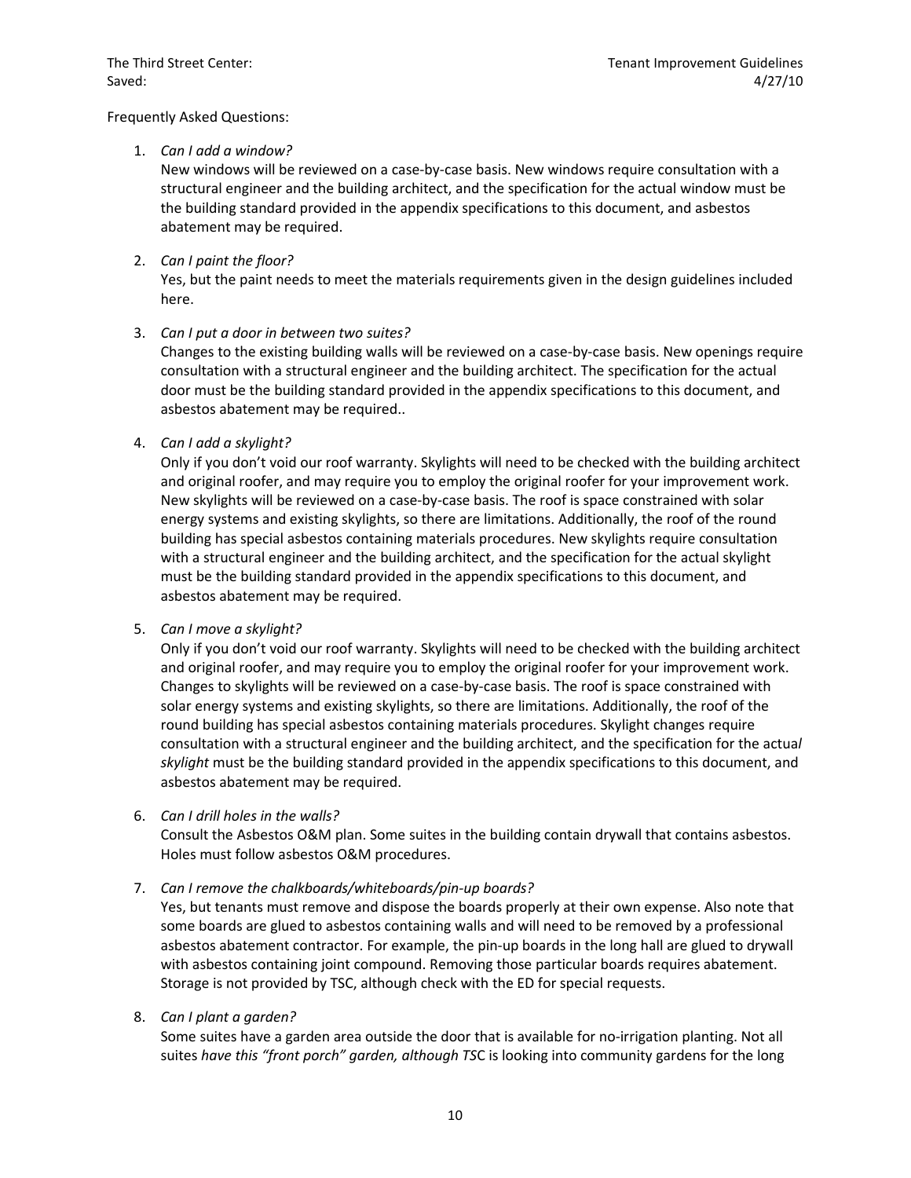Frequently Asked Questions:

1. *Can I add a window?*
   New windows will be reviewed on a case-by-case basis. New windows require consultation with a structural engineer and the building architect, and the specification for the actual window must be the building standard provided in the appendix specifications to this document, and asbestos abatement may be required.

2. *Can I paint the floor?*
   Yes, but the paint needs to meet the materials requirements given in the design guidelines included here.

3. *Can I put a door in between two suites?*
   Changes to the existing building walls will be reviewed on a case-by-case basis. New openings require consultation with a structural engineer and the building architect. The specification for the actual door must be the building standard provided in the appendix specifications to this document, and asbestos abatement may be required..

4. *Can I add a skylight?*
   Only if you don't void our roof warranty. Skylights will need to be checked with the building architect and original roofer, and may require you to employ the original roofer for your improvement work. New skylights will be reviewed on a case-by-case basis. The roof is space constrained with solar energy systems and existing skylights, so there are limitations. Additionally, the roof of the round building has special asbestos containing materials procedures. New skylights require consultation with a structural engineer and the building architect, and the specification for the actual skylight must be the building standard provided in the appendix specifications to this document, and asbestos abatement may be required.

5. *Can I move a skylight?*
   Only if you don't void our roof warranty. Skylights will need to be checked with the building architect and original roofer, and may require you to employ the original roofer for your improvement work. Changes to skylights will be reviewed on a case-by-case basis. The roof is space constrained with solar energy systems and existing skylights, so there are limitations. Additionally, the roof of the round building has special asbestos containing materials procedures. Skylight changes require consultation with a structural engineer and the building architect, and the specification for the actua*l skylight* must be the building standard provided in the appendix specifications to this document, and asbestos abatement may be required.

6. *Can I drill holes in the walls?*
   Consult the Asbestos O&M plan. Some suites in the building contain drywall that contains asbestos. Holes must follow asbestos O&M procedures.

7. *Can I remove the chalkboards/whiteboards/pin-up boards?*
   Yes, but tenants must remove and dispose the boards properly at their own expense. Also note that some boards are glued to asbestos containing walls and will need to be removed by a professional asbestos abatement contractor. For example, the pin-up boards in the long hall are glued to drywall with asbestos containing joint compound. Removing those particular boards requires abatement. Storage is not provided by TSC, although check with the ED for special requests.

8. *Can I plant a garden?*
   Some suites have a garden area outside the door that is available for no-irrigation planting. Not all suites *have this "front porch" garden, although TS*C is looking into community gardens for the long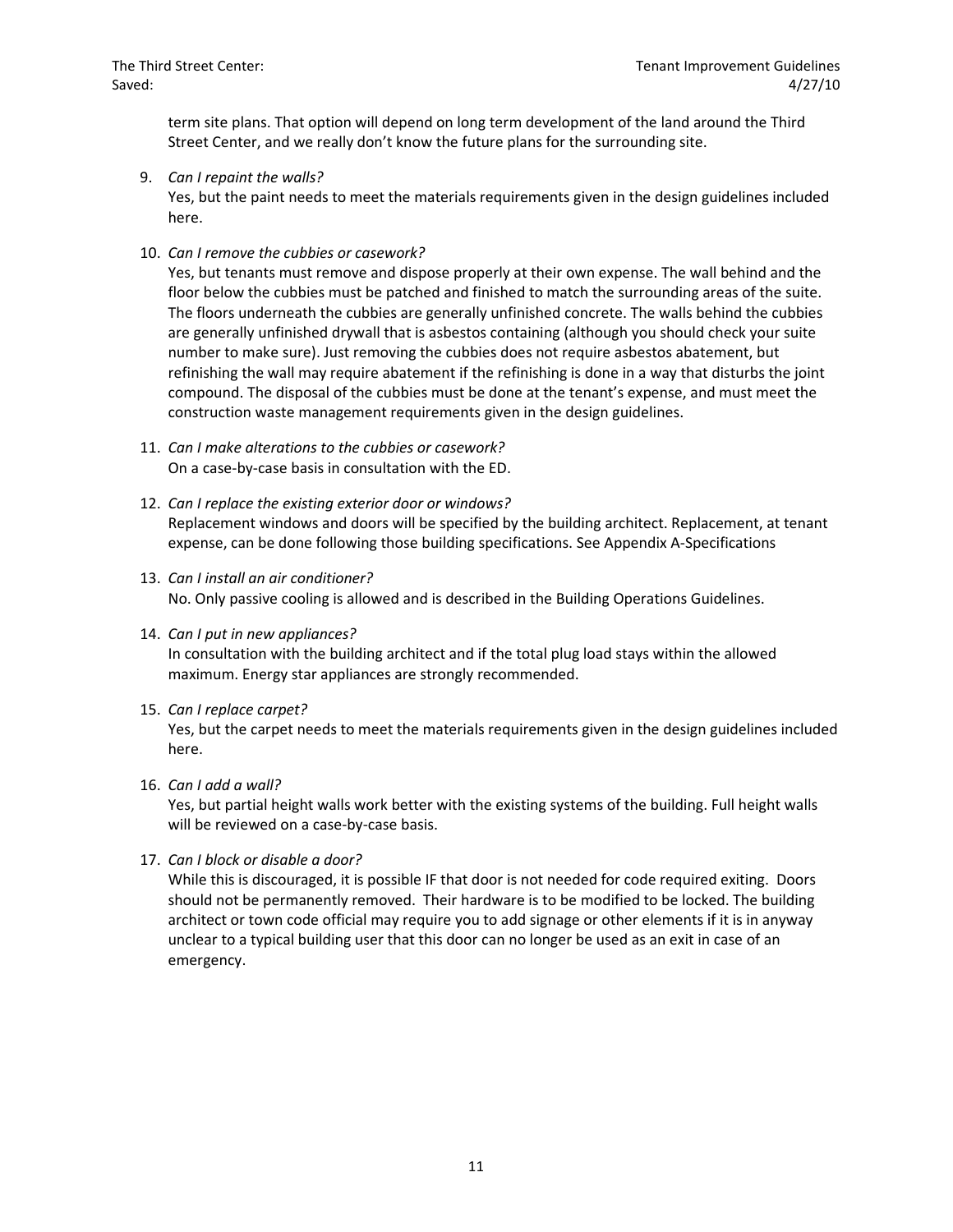term site plans. That option will depend on long term development of the land around the Third Street Center, and we really don't know the future plans for the surrounding site.

9. *Can I repaint the walls?*
   Yes, but the paint needs to meet the materials requirements given in the design guidelines included here.

10. *Can I remove the cubbies or casework?*
    Yes, but tenants must remove and dispose properly at their own expense. The wall behind and the floor below the cubbies must be patched and finished to match the surrounding areas of the suite. The floors underneath the cubbies are generally unfinished concrete. The walls behind the cubbies are generally unfinished drywall that is asbestos containing (although you should check your suite number to make sure). Just removing the cubbies does not require asbestos abatement, but refinishing the wall may require abatement if the refinishing is done in a way that disturbs the joint compound. The disposal of the cubbies must be done at the tenant's expense, and must meet the construction waste management requirements given in the design guidelines.

11. *Can I make alterations to the cubbies or casework?*
    On a case-by-case basis in consultation with the ED.

12. *Can I replace the existing exterior door or windows?*
    Replacement windows and doors will be specified by the building architect. Replacement, at tenant expense, can be done following those building specifications. See Appendix A-Specifications

13. *Can I install an air conditioner?*
    No. Only passive cooling is allowed and is described in the Building Operations Guidelines.

14. *Can I put in new appliances?*
    In consultation with the building architect and if the total plug load stays within the allowed maximum. Energy star appliances are strongly recommended.

15. *Can I replace carpet?*
    Yes, but the carpet needs to meet the materials requirements given in the design guidelines included here.

16. *Can I add a wall?*
    Yes, but partial height walls work better with the existing systems of the building. Full height walls will be reviewed on a case-by-case basis.

17. *Can I block or disable a door?*
    While this is discouraged, it is possible IF that door is not needed for code required exiting. Doors should not be permanently removed. Their hardware is to be modified to be locked. The building architect or town code official may require you to add signage or other elements if it is in anyway unclear to a typical building user that this door can no longer be used as an exit in case of an emergency.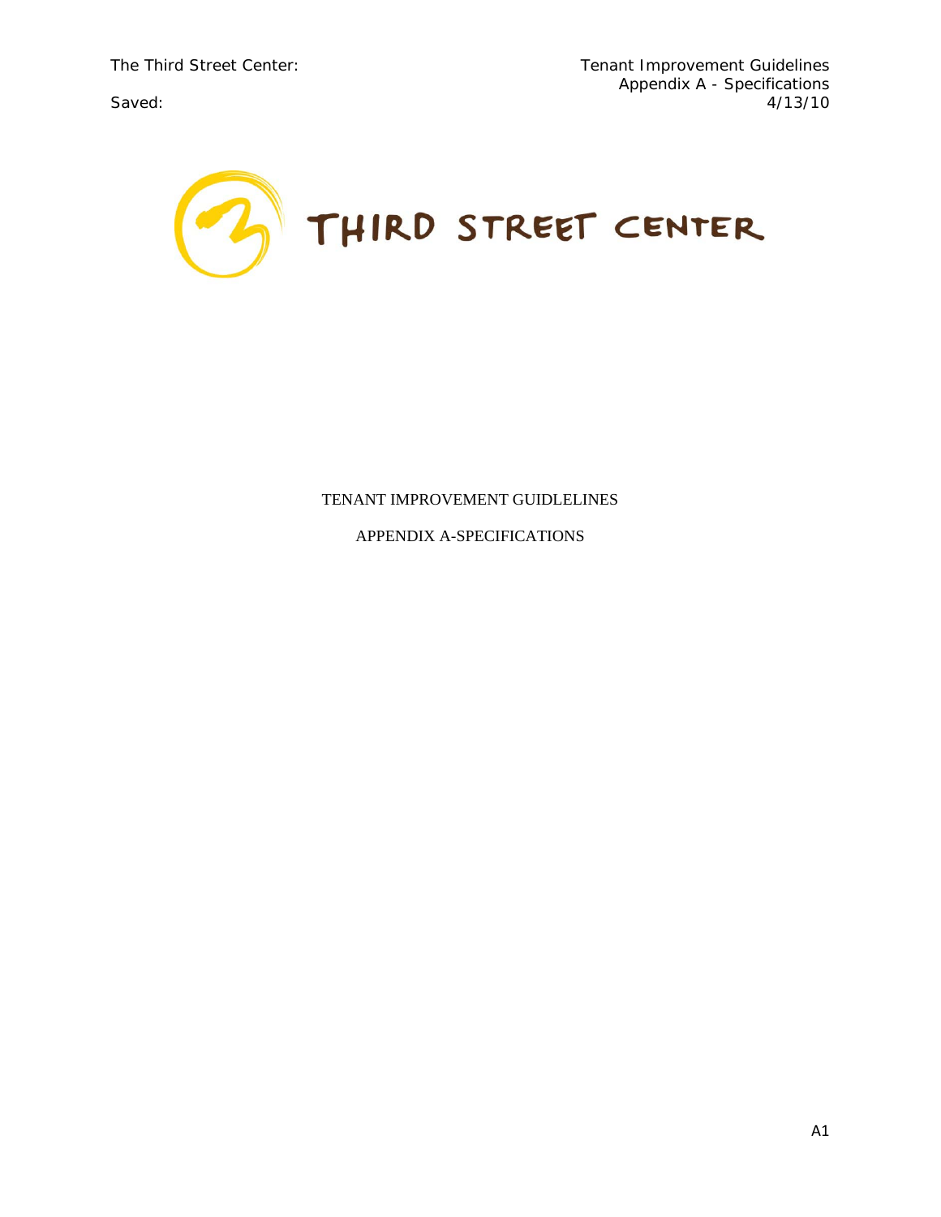THIRD STREET CENTER

TENANT IMPROVEMENT GUIDLELINES

APPENDIX A-SPECIFICATIONS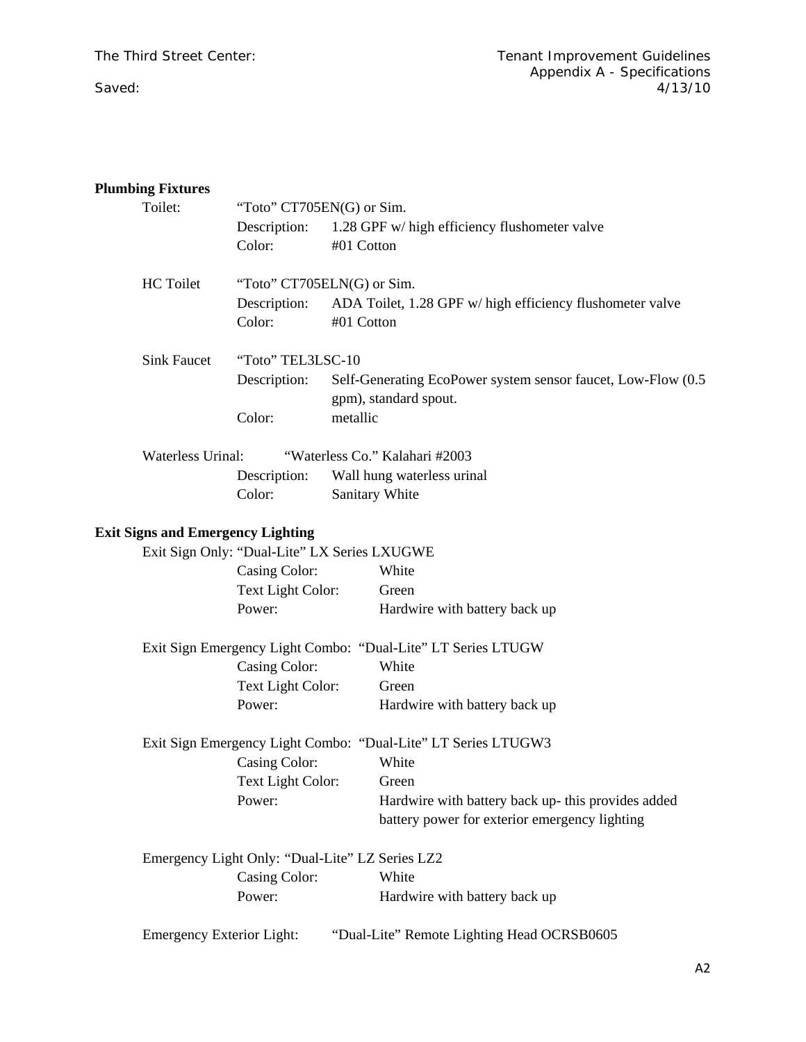**Plumbing Fixtures**

Toilet: "Toto" CT705EN(G) or Sim.
- Description: 1.28 GPF w/ high efficiency flushometer valve
- Color: #01 Cotton

HC Toilet "Toto" CT705ELN(G) or Sim.
- Description: ADA Toilet, 1.28 GPF w/ high efficiency flushometer valve
- Color: #01 Cotton

Sink Faucet "Toto" TEL3LSC-10
- Description: Self-Generating EcoPower system sensor faucet, Low-Flow (0.5 gpm), standard spout.
- Color: metallic

Waterless Urinal: "Waterless Co." Kalahari #2003
- Description: Wall hung waterless urinal
- Color: Sanitary White

**Exit Signs and Emergency Lighting**

Exit Sign Only: "Dual-Lite" LX Series LXUGWE
- Casing Color: White
- Text Light Color: Green
- Power: Hardwire with battery back up

Exit Sign Emergency Light Combo: "Dual-Lite" LT Series LTUGW
- Casing Color: White
- Text Light Color: Green
- Power: Hardwire with battery back up

Exit Sign Emergency Light Combo: "Dual-Lite" LT Series LTUGW3
- Casing Color: White
- Text Light Color: Green
- Power: Hardwire with battery back up- this provides added battery power for exterior emergency lighting

Emergency Light Only: "Dual-Lite" LZ Series LZ2
- Casing Color: White
- Power: Hardwire with battery back up

Emergency Exterior Light: "Dual-Lite" Remote Lighting Head OCRSB0605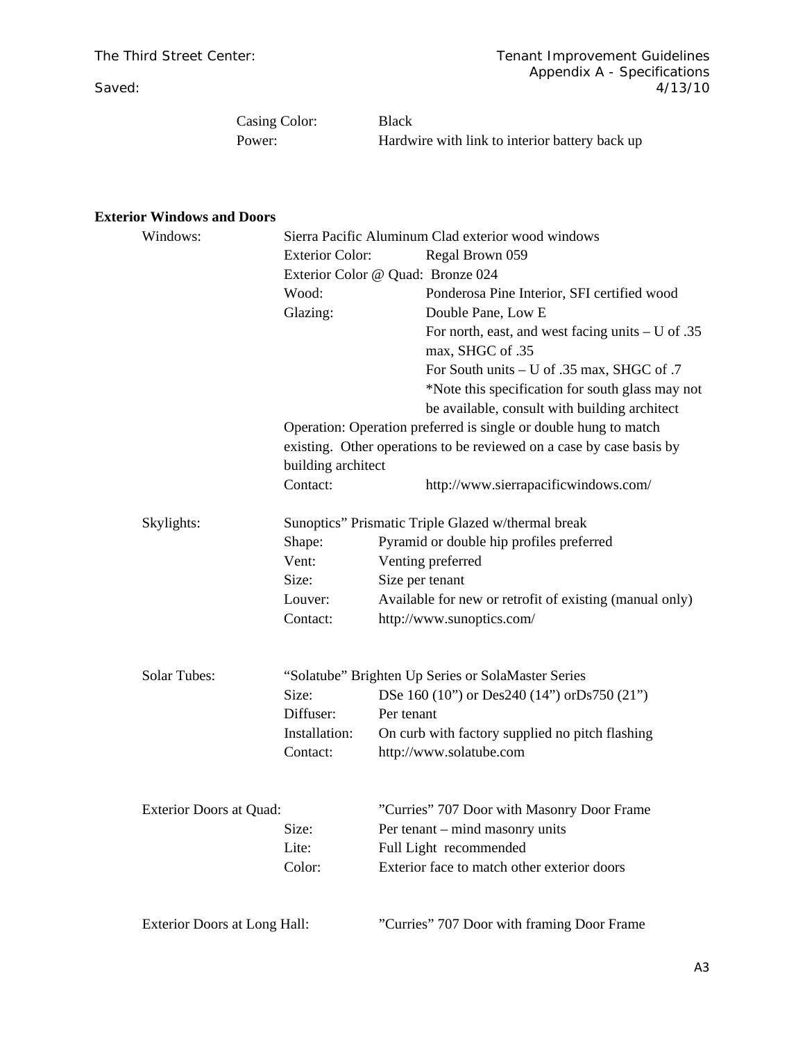Casing Color: Black
Power: Hardwire with link to interior battery back up

**Exterior Windows and Doors**

Windows: Sierra Pacific Aluminum Clad exterior wood windows

- Exterior Color: Regal Brown 059
- Exterior Color @ Quad: Bronze 024
- Wood: Ponderosa Pine Interior, SFI certified wood
- Glazing: Double Pane, Low E
  - For north, east, and west facing units – U of .35 max, SHGC of .35
  - For South units – U of .35 max, SHGC of .7
  - *Note this specification for south glass may not be available, consult with building architect
- Operation: Operation preferred is single or double hung to match existing. Other operations to be reviewed on a case by case basis by building architect
- Contact: http://www.sierrapacificwindows.com/

Skylights: Sunoptics" Prismatic Triple Glazed w/thermal break

- Shape: Pyramid or double hip profiles preferred
- Vent: Venting preferred
- Size: Size per tenant
- Louver: Available for new or retrofit of existing (manual only)
- Contact: http://www.sunoptics.com/

Solar Tubes: "Solatube" Brighten Up Series or SolaMaster Series

- Size: DSe 160 (10") or Des240 (14") orDs750 (21")
- Diffuser: Per tenant
- Installation: On curb with factory supplied no pitch flashing
- Contact: http://www.solatube.com

Exterior Doors at Quad: "Curries" 707 Door with Masonry Door Frame

- Size: Per tenant – mind masonry units
- Lite: Full Light recommended
- Color: Exterior face to match other exterior doors

Exterior Doors at Long Hall: "Curries" 707 Door with framing Door Frame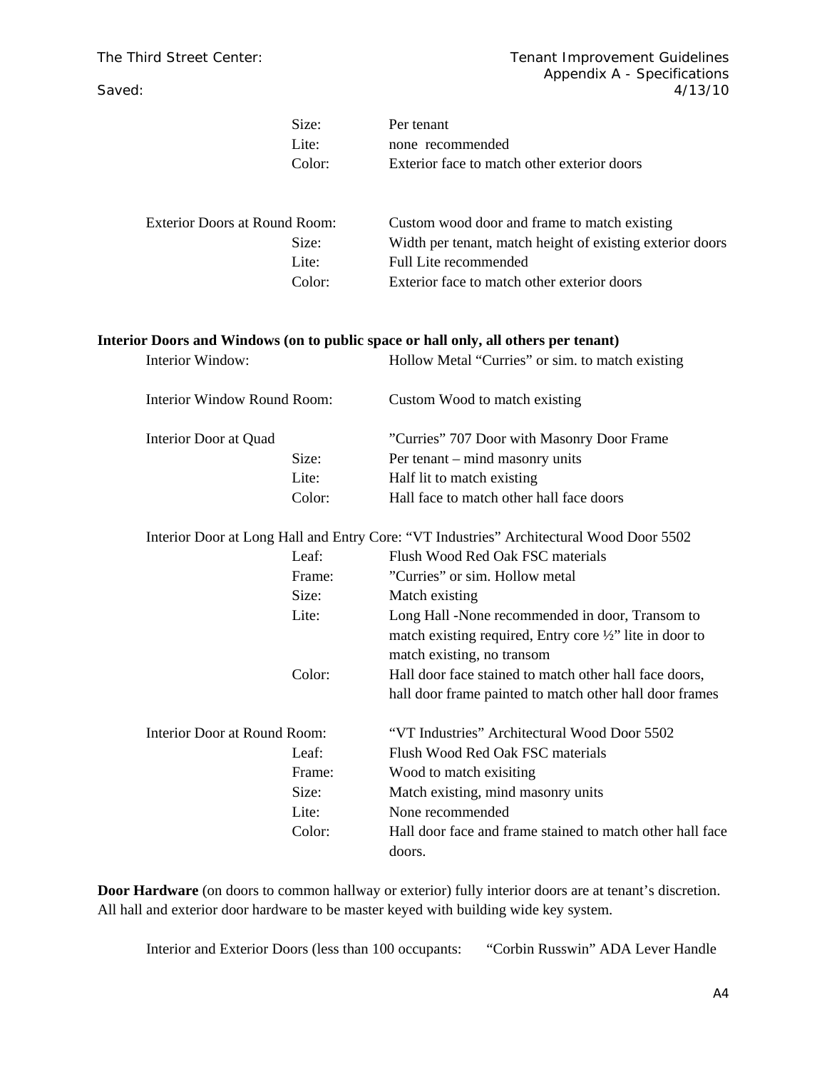| | |
|---|---|
| Size: | Per tenant |
| Lite: | none recommended |
| Color: | Exterior face to match other exterior doors |

| | |
|---|---|
| Exterior Doors at Round Room: | Custom wood door and frame to match existing |
| Size: | Width per tenant, match height of existing exterior doors |
| Lite: | Full Lite recommended |
| Color: | Exterior face to match other exterior doors |

**Interior Doors and Windows (on to public space or hall only, all others per tenant)**

| | |
|---|---|
| Interior Window: | Hollow Metal "Curries" or sim. to match existing |
| Interior Window Round Room: | Custom Wood to match existing |

| | |
|---|---|
| Interior Door at Quad | "Curries" 707 Door with Masonry Door Frame |
| Size: | Per tenant – mind masonry units |
| Lite: | Half lit to match existing |
| Color: | Hall face to match other hall face doors |

Interior Door at Long Hall and Entry Core: "VT Industries" Architectural Wood Door 5502

| | |
|---|---|
| Leaf: | Flush Wood Red Oak FSC materials |
| Frame: | "Curries" or sim. Hollow metal |
| Size: | Match existing |
| Lite: | Long Hall -None recommended in door, Transom to match existing required, Entry core ½" lite in door to match existing, no transom |
| Color: | Hall door face stained to match other hall face doors, hall door frame painted to match other hall door frames |

| | |
|---|---|
| Interior Door at Round Room: | "VT Industries" Architectural Wood Door 5502 |
| Leaf: | Flush Wood Red Oak FSC materials |
| Frame: | Wood to match exisiting |
| Size: | Match existing, mind masonry units |
| Lite: | None recommended |
| Color: | Hall door face and frame stained to match other hall face doors. |

**Door Hardware** (on doors to common hallway or exterior) fully interior doors are at tenant's discretion. All hall and exterior door hardware to be master keyed with building wide key system.

Interior and Exterior Doors (less than 100 occupants: "Corbin Russwin" ADA Lever Handle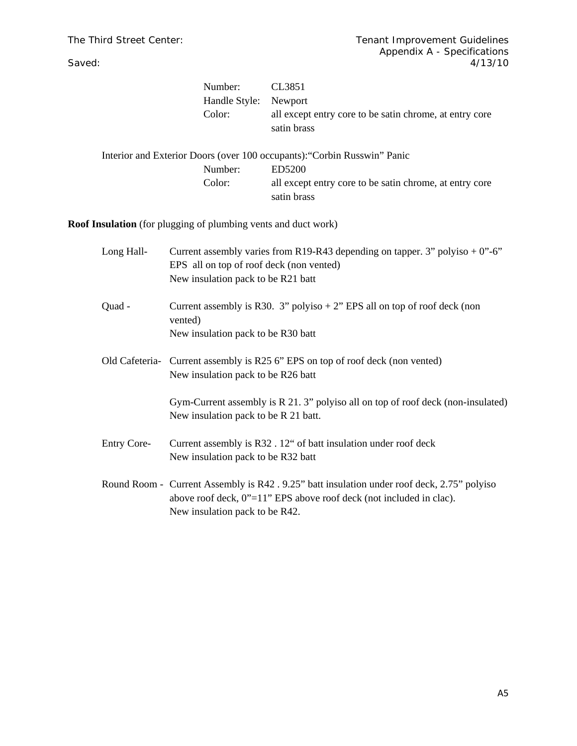| | |
|---|---|
| Number: | CL3851 |
| Handle Style: | Newport |
| Color: | all except entry core to be satin chrome, at entry core satin brass |

Interior and Exterior Doors (over 100 occupants):"Corbin Russwin" Panic

| | |
|---|---|
| Number: | ED5200 |
| Color: | all except entry core to be satin chrome, at entry core satin brass |

**Roof Insulation** (for plugging of plumbing vents and duct work)

Long Hall- Current assembly varies from R19-R43 depending on tapper. 3" polyiso + 0"-6" EPS all on top of roof deck (non vented)
New insulation pack to be R21 batt

Quad - Current assembly is R30. 3" polyiso + 2" EPS all on top of roof deck (non vented)
New insulation pack to be R30 batt

Old Cafeteria- Current assembly is R25 6" EPS on top of roof deck (non vented)
New insulation pack to be R26 batt

Gym-Current assembly is R 21. 3" polyiso all on top of roof deck (non-insulated)
New insulation pack to be R 21 batt.

Entry Core- Current assembly is R32 . 12" of batt insulation under roof deck
New insulation pack to be R32 batt

Round Room - Current Assembly is R42 . 9.25" batt insulation under roof deck, 2.75" polyiso above roof deck, 0"=11" EPS above roof deck (not included in clac).
New insulation pack to be R42.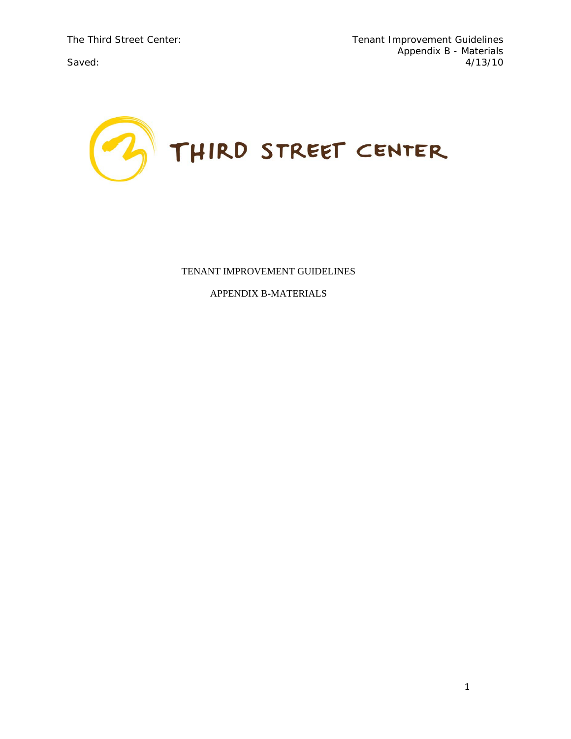THIRD STREET CENTER

TENANT IMPROVEMENT GUIDELINES

APPENDIX B-MATERIALS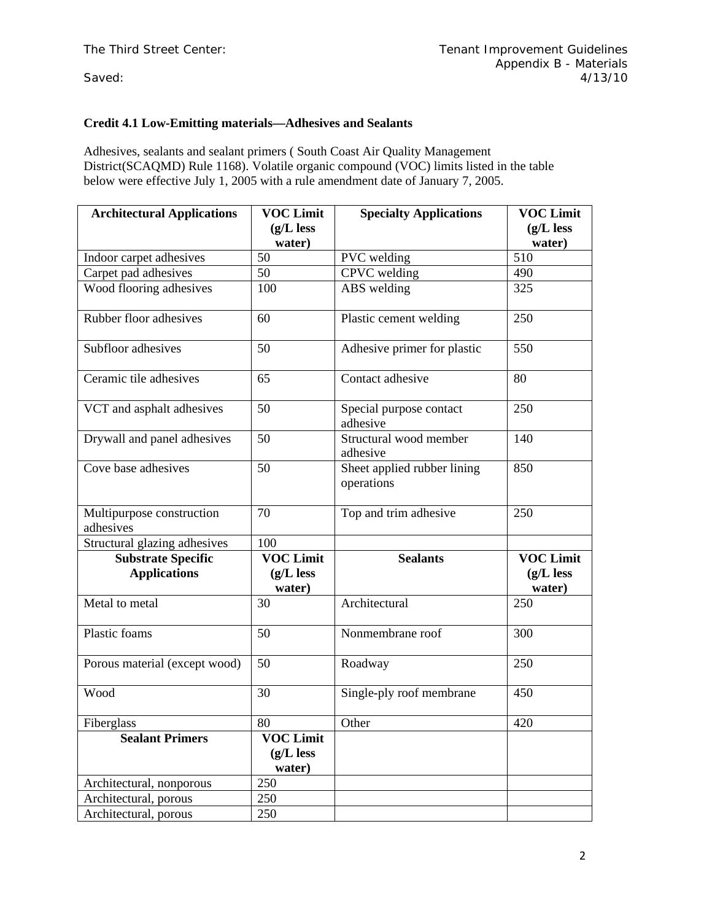### Credit 4.1 Low-Emitting materials—Adhesives and Sealants

Adhesives, sealants and sealant primers ( South Coast Air Quality Management District(SCAQMD) Rule 1168). Volatile organic compound (VOC) limits listed in the table below were effective July 1, 2005 with a rule amendment date of January 7, 2005.

| Architectural Applications | VOC Limit (g/L less water) | Specialty Applications | VOC Limit (g/L less water) |
|---|---|---|---|
| Indoor carpet adhesives | 50 | PVC welding | 510 |
| Carpet pad adhesives | 50 | CPVC welding | 490 |
| Wood flooring adhesives | 100 | ABS welding | 325 |
| Rubber floor adhesives | 60 | Plastic cement welding | 250 |
| Subfloor adhesives | 50 | Adhesive primer for plastic | 550 |
| Ceramic tile adhesives | 65 | Contact adhesive | 80 |
| VCT and asphalt adhesives | 50 | Special purpose contact adhesive | 250 |
| Drywall and panel adhesives | 50 | Structural wood member adhesive | 140 |
| Cove base adhesives | 50 | Sheet applied rubber lining operations | 850 |
| Multipurpose construction adhesives | 70 | Top and trim adhesive | 250 |
| Structural glazing adhesives | 100 | | |
| **Substrate Specific Applications** | **VOC Limit (g/L less water)** | **Sealants** | **VOC Limit (g/L less water)** |
| Metal to metal | 30 | Architectural | 250 |
| Plastic foams | 50 | Nonmembrane roof | 300 |
| Porous material (except wood) | 50 | Roadway | 250 |
| Wood | 30 | Single-ply roof membrane | 450 |
| Fiberglass | 80 | Other | 420 |
| **Sealant Primers** | **VOC Limit (g/L less water)** | | |
| Architectural, nonporous | 250 | | |
| Architectural, porous | 250 | | |
| Architectural, porous | 250 | | |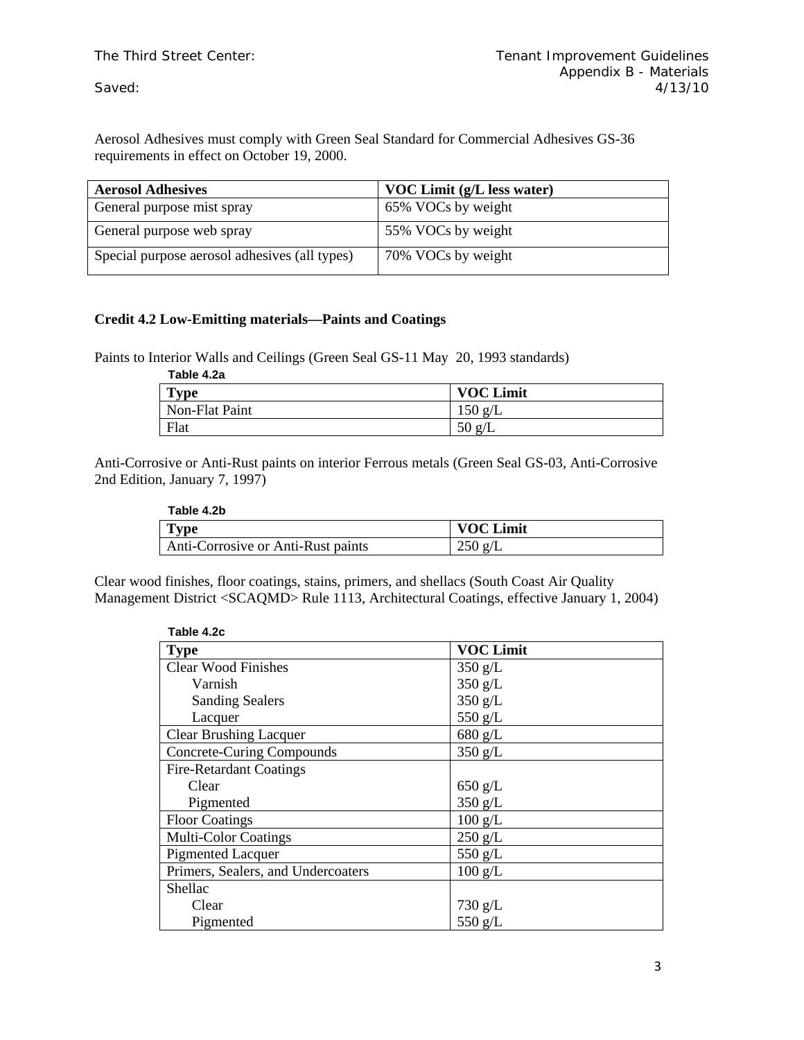Aerosol Adhesives must comply with Green Seal Standard for Commercial Adhesives GS-36 requirements in effect on October 19, 2000.

| Aerosol Adhesives | VOC Limit (g/L less water) |
|---|---|
| General purpose mist spray | 65% VOCs by weight |
| General purpose web spray | 55% VOCs by weight |
| Special purpose aerosol adhesives (all types) | 70% VOCs by weight |

**Credit 4.2 Low-Emitting materials—Paints and Coatings**

Paints to Interior Walls and Ceilings (Green Seal GS-11 May 20, 1993 standards)

**Table 4.2a**

| Type | VOC Limit |
|---|---|
| Non-Flat Paint | 150 g/L |
| Flat | 50 g/L |

Anti-Corrosive or Anti-Rust paints on interior Ferrous metals (Green Seal GS-03, Anti-Corrosive 2nd Edition, January 7, 1997)

**Table 4.2b**

| Type | VOC Limit |
|---|---|
| Anti-Corrosive or Anti-Rust paints | 250 g/L |

Clear wood finishes, floor coatings, stains, primers, and shellacs (South Coast Air Quality Management District <SCAQMD> Rule 1113, Architectural Coatings, effective January 1, 2004)

**Table 4.2c**

| Type | VOC Limit |
|---|---|
| Clear Wood Finishes | 350 g/L |
| Varnish | 350 g/L |
| Sanding Sealers | 350 g/L |
| Lacquer | 550 g/L |
| Clear Brushing Lacquer | 680 g/L |
| Concrete-Curing Compounds | 350 g/L |
| Fire-Retardant Coatings | |
| Clear | 650 g/L |
| Pigmented | 350 g/L |
| Floor Coatings | 100 g/L |
| Multi-Color Coatings | 250 g/L |
| Pigmented Lacquer | 550 g/L |
| Primers, Sealers, and Undercoaters | 100 g/L |
| Shellac | |
| Clear | 730 g/L |
| Pigmented | 550 g/L |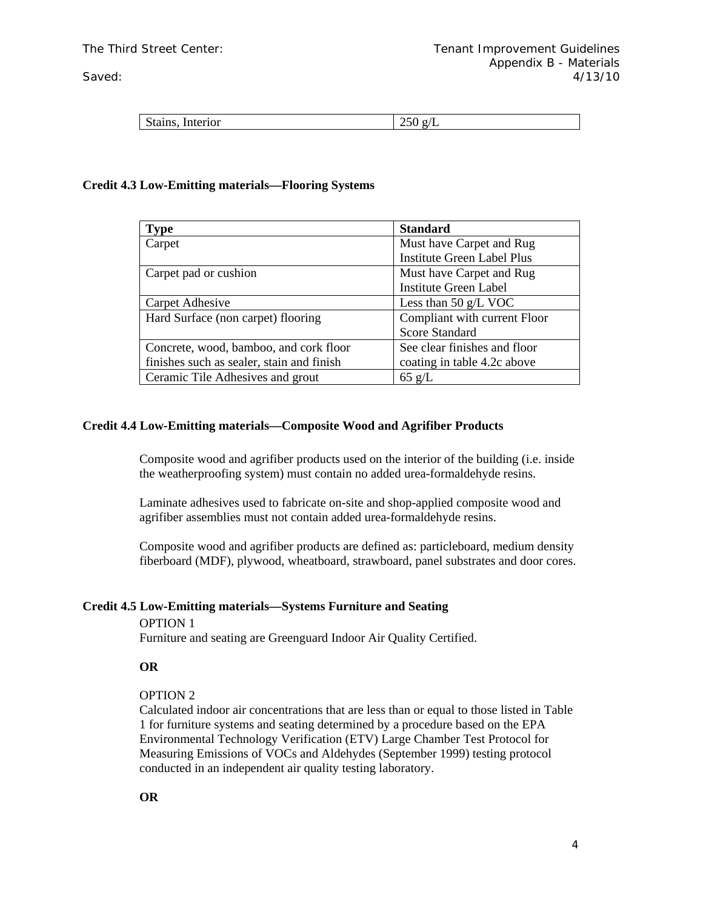| Stains, Interior | 250 g/L |
|---|---|

**Credit 4.3 Low-Emitting materials—Flooring Systems**

| Type | Standard |
|---|---|
| Carpet | Must have Carpet and Rug Institute Green Label Plus |
| Carpet pad or cushion | Must have Carpet and Rug Institute Green Label |
| Carpet Adhesive | Less than 50 g/L VOC |
| Hard Surface (non carpet) flooring | Compliant with current Floor Score Standard |
| Concrete, wood, bamboo, and cork floor finishes such as sealer, stain and finish | See clear finishes and floor coating in table 4.2c above |
| Ceramic Tile Adhesives and grout | 65 g/L |

**Credit 4.4 Low-Emitting materials—Composite Wood and Agrifiber Products**

Composite wood and agrifiber products used on the interior of the building (i.e. inside the weatherproofing system) must contain no added urea-formaldehyde resins.

Laminate adhesives used to fabricate on-site and shop-applied composite wood and agrifiber assemblies must not contain added urea-formaldehyde resins.

Composite wood and agrifiber products are defined as: particleboard, medium density fiberboard (MDF), plywood, wheatboard, strawboard, panel substrates and door cores.

**Credit 4.5 Low-Emitting materials—Systems Furniture and Seating**

OPTION 1
Furniture and seating are Greenguard Indoor Air Quality Certified.

**OR**

OPTION 2
Calculated indoor air concentrations that are less than or equal to those listed in Table 1 for furniture systems and seating determined by a procedure based on the EPA Environmental Technology Verification (ETV) Large Chamber Test Protocol for Measuring Emissions of VOCs and Aldehydes (September 1999) testing protocol conducted in an independent air quality testing laboratory.

**OR**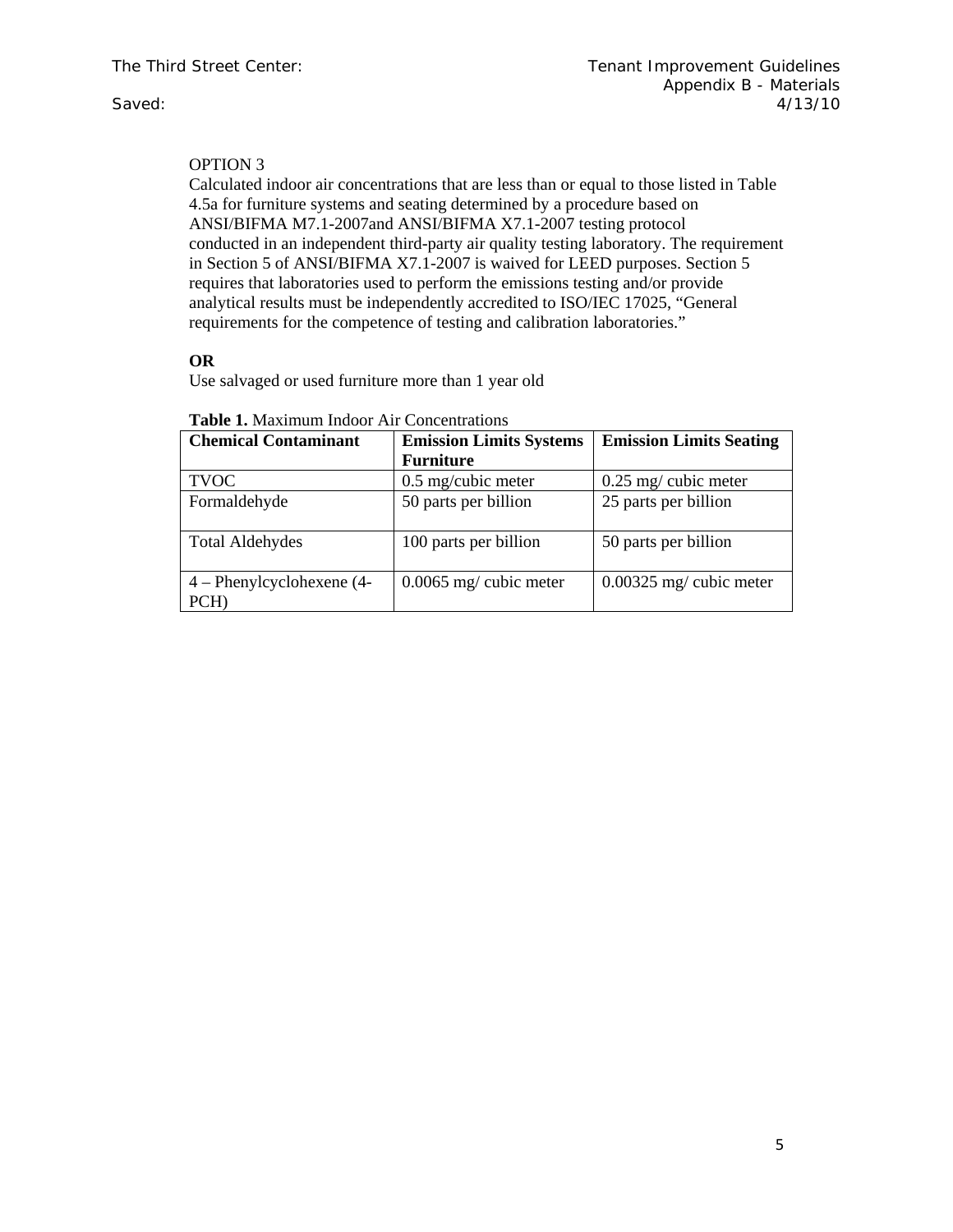OPTION 3

Calculated indoor air concentrations that are less than or equal to those listed in Table 4.5a for furniture systems and seating determined by a procedure based on ANSI/BIFMA M7.1-2007and ANSI/BIFMA X7.1-2007 testing protocol conducted in an independent third-party air quality testing laboratory. The requirement in Section 5 of ANSI/BIFMA X7.1-2007 is waived for LEED purposes. Section 5 requires that laboratories used to perform the emissions testing and/or provide analytical results must be independently accredited to ISO/IEC 17025, "General requirements for the competence of testing and calibration laboratories."

**OR**

Use salvaged or used furniture more than 1 year old

**Table 1.** Maximum Indoor Air Concentrations

| Chemical Contaminant | Emission Limits Systems Furniture | Emission Limits Seating |
|---|---|---|
| TVOC | 0.5 mg/cubic meter | 0.25 mg/ cubic meter |
| Formaldehyde | 50 parts per billion | 25 parts per billion |
| Total Aldehydes | 100 parts per billion | 50 parts per billion |
| 4 – Phenylcyclohexene (4-PCH) | 0.0065 mg/ cubic meter | 0.00325 mg/ cubic meter |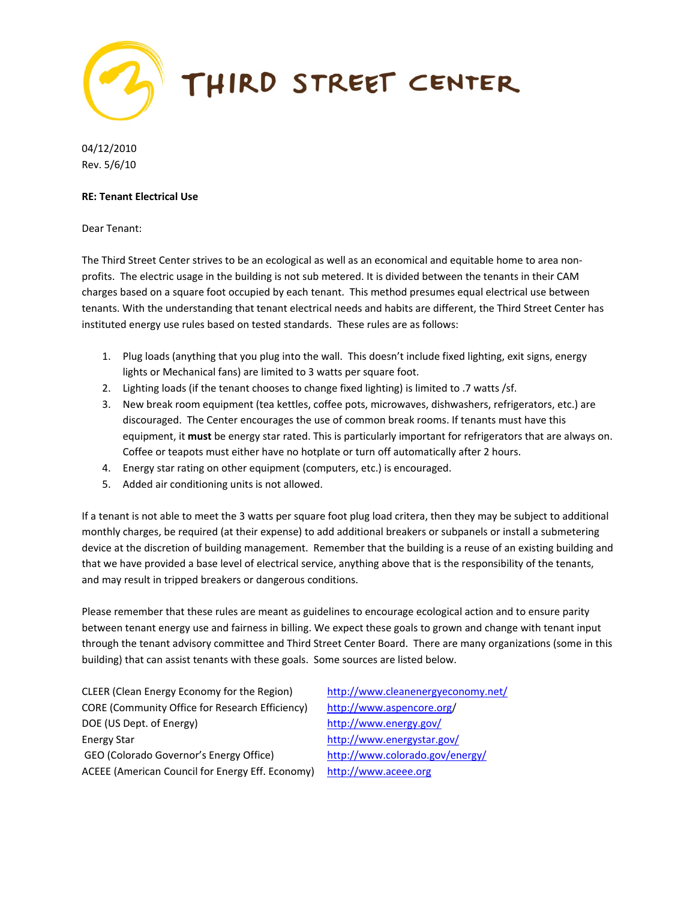# THIRD STREET CENTER

04/12/2010
Rev. 5/6/10

**RE: Tenant Electrical Use**

Dear Tenant:

The Third Street Center strives to be an ecological as well as an economical and equitable home to area non-profits. The electric usage in the building is not sub metered. It is divided between the tenants in their CAM charges based on a square foot occupied by each tenant. This method presumes equal electrical use between tenants. With the understanding that tenant electrical needs and habits are different, the Third Street Center has instituted energy use rules based on tested standards. These rules are as follows:

1. Plug loads (anything that you plug into the wall. This doesn't include fixed lighting, exit signs, energy lights or Mechanical fans) are limited to 3 watts per square foot.
2. Lighting loads (if the tenant chooses to change fixed lighting) is limited to .7 watts /sf.
3. New break room equipment (tea kettles, coffee pots, microwaves, dishwashers, refrigerators, etc.) are discouraged. The Center encourages the use of common break rooms. If tenants must have this equipment, it **must** be energy star rated. This is particularly important for refrigerators that are always on. Coffee or teapots must either have no hotplate or turn off automatically after 2 hours.
4. Energy star rating on other equipment (computers, etc.) is encouraged.
5. Added air conditioning units is not allowed.

If a tenant is not able to meet the 3 watts per square foot plug load critera, then they may be subject to additional monthly charges, be required (at their expense) to add additional breakers or subpanels or install a submetering device at the discretion of building management. Remember that the building is a reuse of an existing building and that we have provided a base level of electrical service, anything above that is the responsibility of the tenants, and may result in tripped breakers or dangerous conditions.

Please remember that these rules are meant as guidelines to encourage ecological action and to ensure parity between tenant energy use and fairness in billing. We expect these goals to grown and change with tenant input through the tenant advisory committee and Third Street Center Board. There are many organizations (some in this building) that can assist tenants with these goals. Some sources are listed below.

| | |
|---|---|
| CLEER (Clean Energy Economy for the Region) | http://www.cleanenergyeconomy.net/ |
| CORE (Community Office for Research Efficiency) | http://www.aspencore.org/ |
| DOE (US Dept. of Energy) | http://www.energy.gov/ |
| Energy Star | http://www.energystar.gov/ |
| GEO (Colorado Governor's Energy Office) | http://www.colorado.gov/energy/ |
| ACEEE (American Council for Energy Eff. Economy) | http://www.aceee.org |